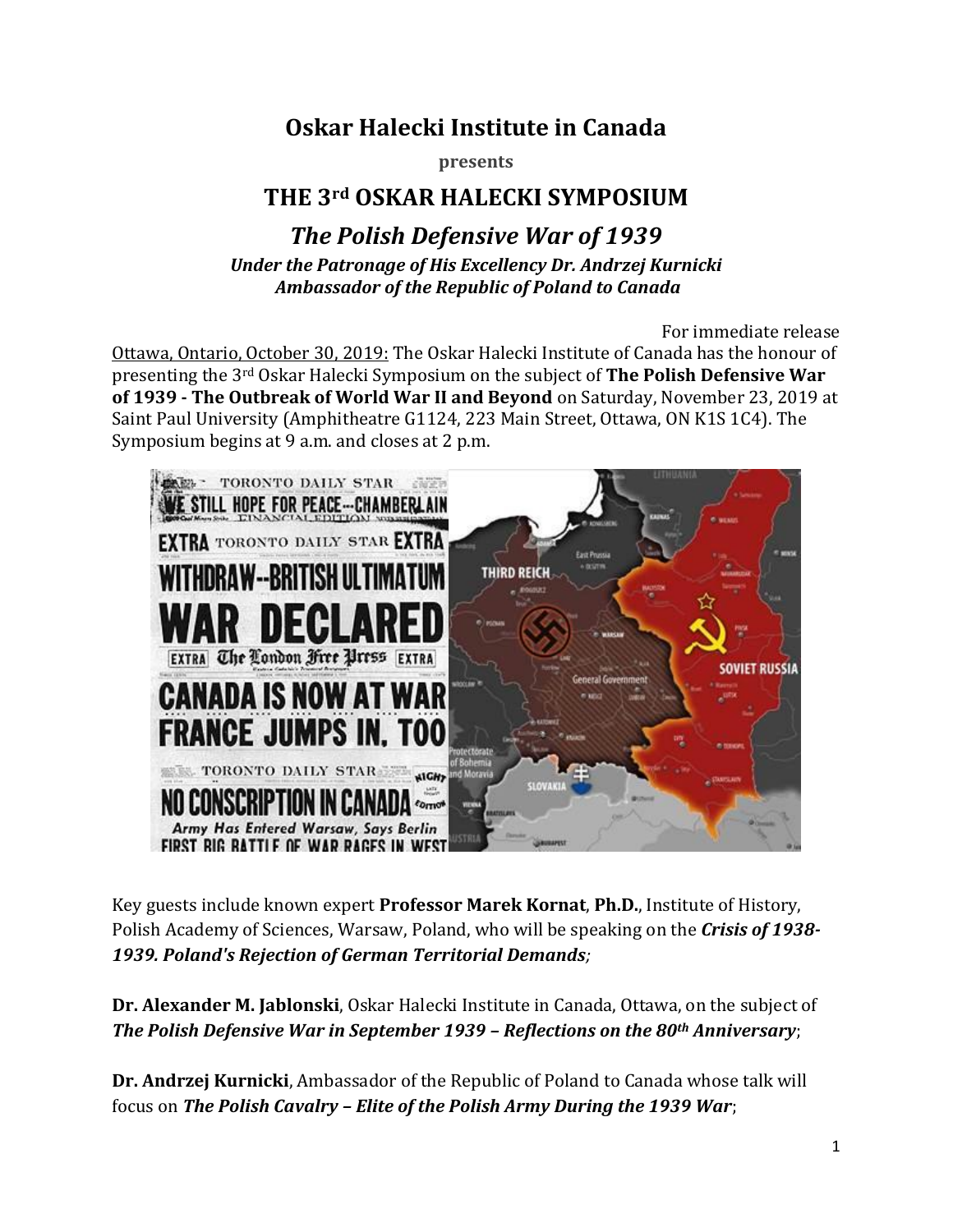# Oskar Halecki Institute in Canada

**presents**

## THE 3rd OSKAR HALECKI SYMPOSIUM

## *The Polish Defensive War of 1939*

***Under the Patronage of His Excellency Dr. Andrzej Kurnicki***
***Ambassador of the Republic of Poland to Canada***

For immediate release

Ottawa, Ontario, October 30, 2019: The Oskar Halecki Institute of Canada has the honour of presenting the 3rd Oskar Halecki Symposium on the subject of **The Polish Defensive War of 1939 - The Outbreak of World War II and Beyond** on Saturday, November 23, 2019 at Saint Paul University (Amphitheatre G1124, 223 Main Street, Ottawa, ON K1S 1C4). The Symposium begins at 9 a.m. and closes at 2 p.m.

Key guests include known expert **Professor Marek Kornat**, **Ph.D.**, Institute of History, Polish Academy of Sciences, Warsaw, Poland, who will be speaking on the ***Crisis of 1938-1939. Poland's Rejection of German Territorial Demands***;

**Dr. Alexander M. Jablonski**, Oskar Halecki Institute in Canada, Ottawa, on the subject of ***The Polish Defensive War in September 1939 – Reflections on the 80th Anniversary***;

**Dr. Andrzej Kurnicki**, Ambassador of the Republic of Poland to Canada whose talk will focus on ***The Polish Cavalry – Elite of the Polish Army During the 1939 War***;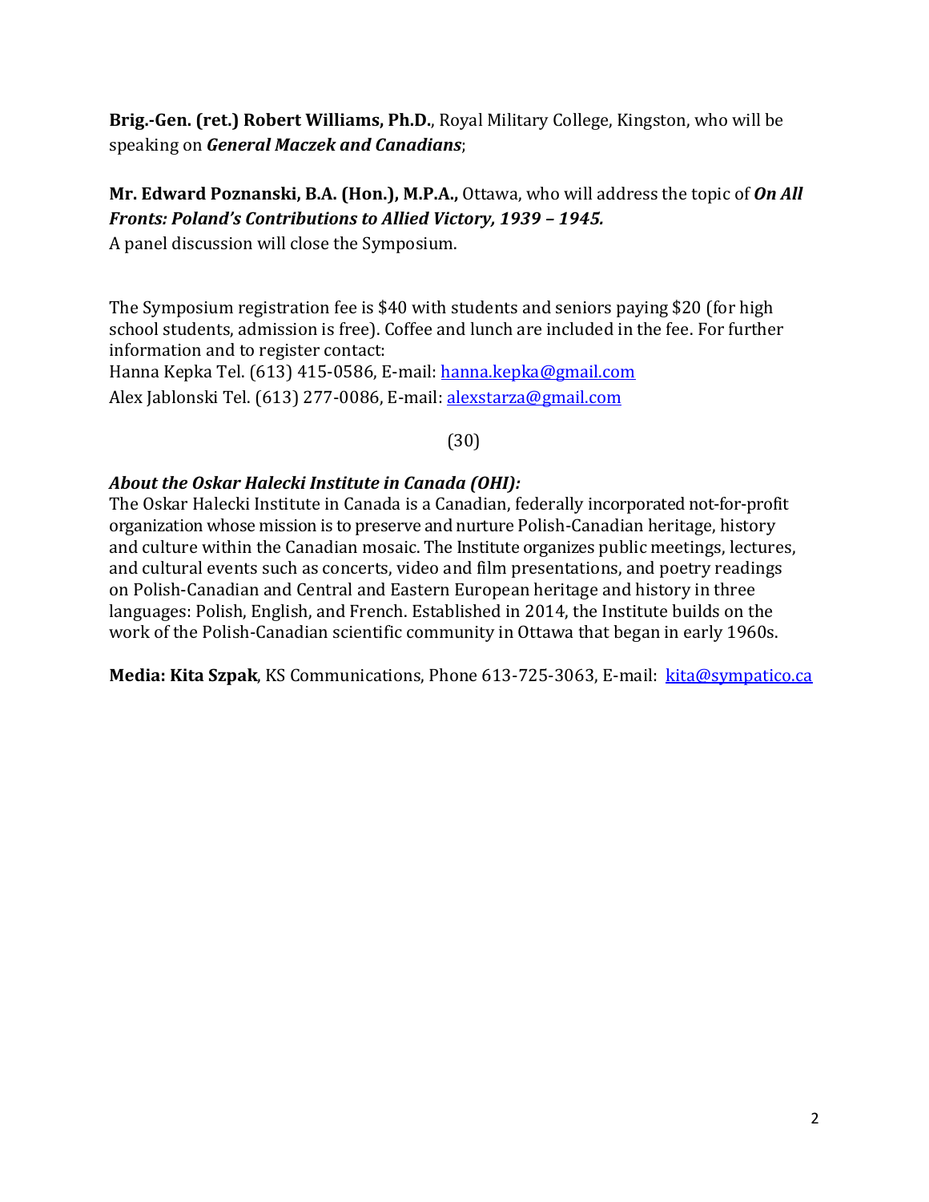**Brig.-Gen. (ret.) Robert Williams, Ph.D.**, Royal Military College, Kingston, who will be speaking on ***General Maczek and Canadians***;

**Mr. Edward Poznanski, B.A. (Hon.), M.P.A.,** Ottawa, who will address the topic of ***On All Fronts: Poland's Contributions to Allied Victory, 1939 – 1945.***
A panel discussion will close the Symposium.

The Symposium registration fee is $40 with students and seniors paying $20 (for high school students, admission is free). Coffee and lunch are included in the fee. For further information and to register contact:
Hanna Kepka Tel. (613) 415-0586, E-mail: hanna.kepka@gmail.com
Alex Jablonski Tel. (613) 277-0086, E-mail: alexstarza@gmail.com

(30)

***About the Oskar Halecki Institute in Canada (OHI):***
The Oskar Halecki Institute in Canada is a Canadian, federally incorporated not-for-profit organization whose mission is to preserve and nurture Polish-Canadian heritage, history and culture within the Canadian mosaic. The Institute organizes public meetings, lectures, and cultural events such as concerts, video and film presentations, and poetry readings on Polish-Canadian and Central and Eastern European heritage and history in three languages: Polish, English, and French. Established in 2014, the Institute builds on the work of the Polish-Canadian scientific community in Ottawa that began in early 1960s.

**Media: Kita Szpak**, KS Communications, Phone 613-725-3063, E-mail: kita@sympatico.ca